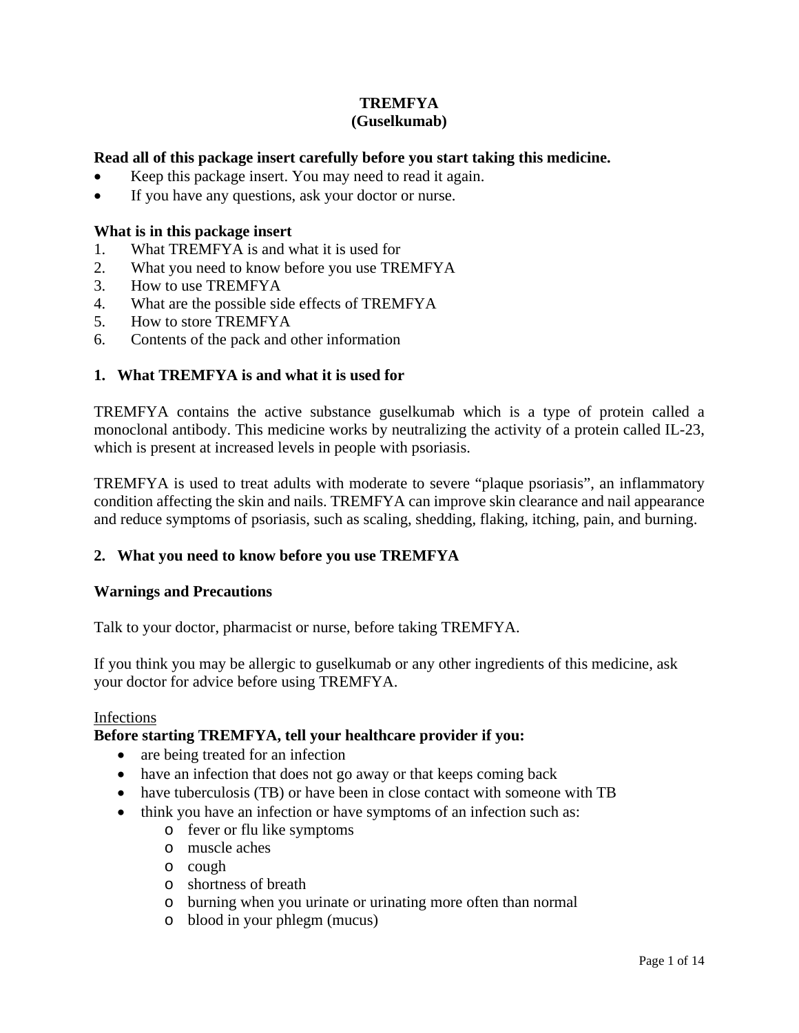# TREMFYA
# (Guselkumab)

**Read all of this package insert carefully before you start taking this medicine.**

- Keep this package insert. You may need to read it again.
- If you have any questions, ask your doctor or nurse.

**What is in this package insert**

1. What TREMFYA is and what it is used for
2. What you need to know before you use TREMFYA
3. How to use TREMFYA
4. What are the possible side effects of TREMFYA
5. How to store TREMFYA
6. Contents of the pack and other information

## 1. What TREMFYA is and what it is used for

TREMFYA contains the active substance guselkumab which is a type of protein called a monoclonal antibody. This medicine works by neutralizing the activity of a protein called IL-23, which is present at increased levels in people with psoriasis.

TREMFYA is used to treat adults with moderate to severe "plaque psoriasis", an inflammatory condition affecting the skin and nails. TREMFYA can improve skin clearance and nail appearance and reduce symptoms of psoriasis, such as scaling, shedding, flaking, itching, pain, and burning.

## 2. What you need to know before you use TREMFYA

### Warnings and Precautions

Talk to your doctor, pharmacist or nurse, before taking TREMFYA.

If you think you may be allergic to guselkumab or any other ingredients of this medicine, ask your doctor for advice before using TREMFYA.

Infections

**Before starting TREMFYA, tell your healthcare provider if you:**

- are being treated for an infection
- have an infection that does not go away or that keeps coming back
- have tuberculosis (TB) or have been in close contact with someone with TB
- think you have an infection or have symptoms of an infection such as:
  - fever or flu like symptoms
  - muscle aches
  - cough
  - shortness of breath
  - burning when you urinate or urinating more often than normal
  - blood in your phlegm (mucus)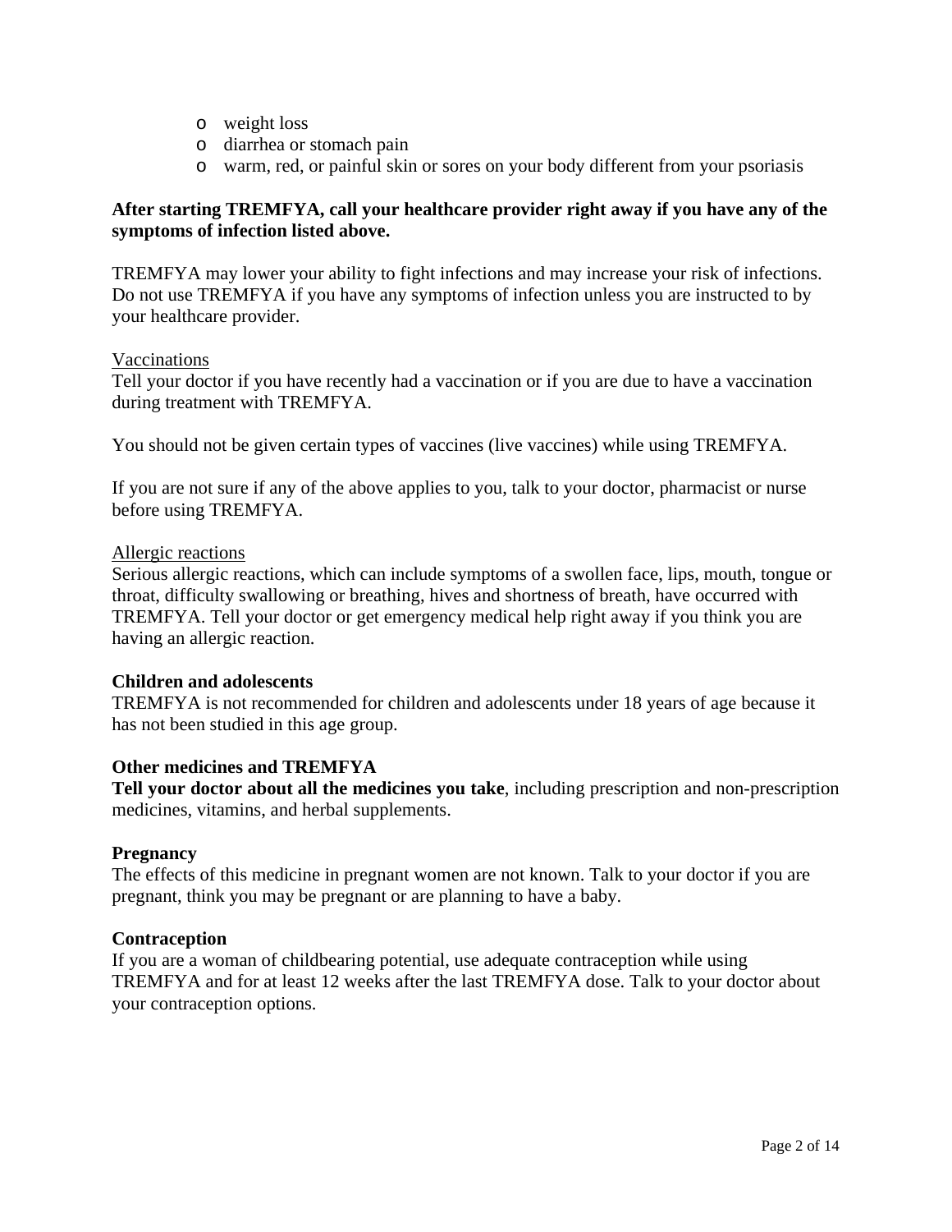- weight loss
- diarrhea or stomach pain
- warm, red, or painful skin or sores on your body different from your psoriasis

**After starting TREMFYA, call your healthcare provider right away if you have any of the symptoms of infection listed above.**

TREMFYA may lower your ability to fight infections and may increase your risk of infections. Do not use TREMFYA if you have any symptoms of infection unless you are instructed to by your healthcare provider.

<u>Vaccinations</u>
Tell your doctor if you have recently had a vaccination or if you are due to have a vaccination during treatment with TREMFYA.

You should not be given certain types of vaccines (live vaccines) while using TREMFYA.

If you are not sure if any of the above applies to you, talk to your doctor, pharmacist or nurse before using TREMFYA.

<u>Allergic reactions</u>
Serious allergic reactions, which can include symptoms of a swollen face, lips, mouth, tongue or throat, difficulty swallowing or breathing, hives and shortness of breath, have occurred with TREMFYA. Tell your doctor or get emergency medical help right away if you think you are having an allergic reaction.

**Children and adolescents**
TREMFYA is not recommended for children and adolescents under 18 years of age because it has not been studied in this age group.

**Other medicines and TREMFYA**
**Tell your doctor about all the medicines you take**, including prescription and non-prescription medicines, vitamins, and herbal supplements.

**Pregnancy**
The effects of this medicine in pregnant women are not known. Talk to your doctor if you are pregnant, think you may be pregnant or are planning to have a baby.

**Contraception**
If you are a woman of childbearing potential, use adequate contraception while using TREMFYA and for at least 12 weeks after the last TREMFYA dose. Talk to your doctor about your contraception options.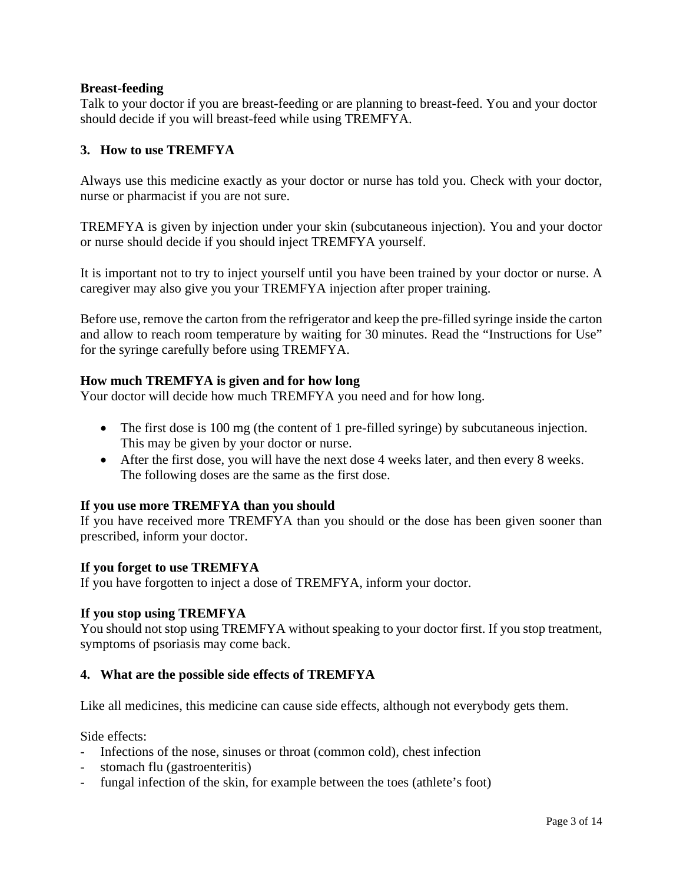**Breast-feeding**
Talk to your doctor if you are breast-feeding or are planning to breast-feed. You and your doctor should decide if you will breast-feed while using TREMFYA.

## 3. How to use TREMFYA

Always use this medicine exactly as your doctor or nurse has told you. Check with your doctor, nurse or pharmacist if you are not sure.

TREMFYA is given by injection under your skin (subcutaneous injection). You and your doctor or nurse should decide if you should inject TREMFYA yourself.

It is important not to try to inject yourself until you have been trained by your doctor or nurse. A caregiver may also give you your TREMFYA injection after proper training.

Before use, remove the carton from the refrigerator and keep the pre-filled syringe inside the carton and allow to reach room temperature by waiting for 30 minutes. Read the "Instructions for Use" for the syringe carefully before using TREMFYA.

**How much TREMFYA is given and for how long**
Your doctor will decide how much TREMFYA you need and for how long.

- The first dose is 100 mg (the content of 1 pre-filled syringe) by subcutaneous injection. This may be given by your doctor or nurse.
- After the first dose, you will have the next dose 4 weeks later, and then every 8 weeks. The following doses are the same as the first dose.

**If you use more TREMFYA than you should**
If you have received more TREMFYA than you should or the dose has been given sooner than prescribed, inform your doctor.

**If you forget to use TREMFYA**
If you have forgotten to inject a dose of TREMFYA, inform your doctor.

**If you stop using TREMFYA**
You should not stop using TREMFYA without speaking to your doctor first. If you stop treatment, symptoms of psoriasis may come back.

## 4. What are the possible side effects of TREMFYA

Like all medicines, this medicine can cause side effects, although not everybody gets them.

Side effects:
- Infections of the nose, sinuses or throat (common cold), chest infection
- stomach flu (gastroenteritis)
- fungal infection of the skin, for example between the toes (athlete's foot)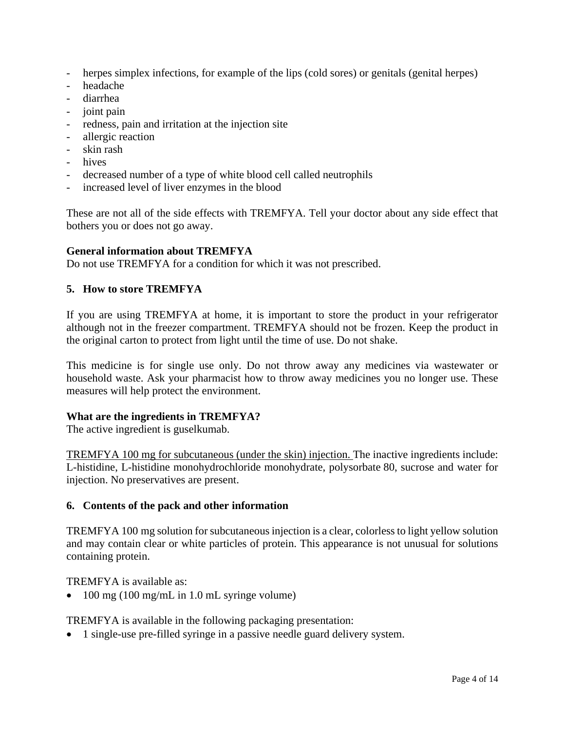- herpes simplex infections, for example of the lips (cold sores) or genitals (genital herpes)
- headache
- diarrhea
- joint pain
- redness, pain and irritation at the injection site
- allergic reaction
- skin rash
- hives
- decreased number of a type of white blood cell called neutrophils
- increased level of liver enzymes in the blood

These are not all of the side effects with TREMFYA. Tell your doctor about any side effect that bothers you or does not go away.

**General information about TREMFYA**
Do not use TREMFYA for a condition for which it was not prescribed.

## 5. How to store TREMFYA

If you are using TREMFYA at home, it is important to store the product in your refrigerator although not in the freezer compartment. TREMFYA should not be frozen. Keep the product in the original carton to protect from light until the time of use. Do not shake.

This medicine is for single use only. Do not throw away any medicines via wastewater or household waste. Ask your pharmacist how to throw away medicines you no longer use. These measures will help protect the environment.

**What are the ingredients in TREMFYA?**
The active ingredient is guselkumab.

<u>TREMFYA 100 mg for subcutaneous (under the skin) injection.</u> The inactive ingredients include: L-histidine, L-histidine monohydrochloride monohydrate, polysorbate 80, sucrose and water for injection. No preservatives are present.

## 6. Contents of the pack and other information

TREMFYA 100 mg solution for subcutaneous injection is a clear, colorless to light yellow solution and may contain clear or white particles of protein. This appearance is not unusual for solutions containing protein.

TREMFYA is available as:

- 100 mg (100 mg/mL in 1.0 mL syringe volume)

TREMFYA is available in the following packaging presentation:

- 1 single-use pre-filled syringe in a passive needle guard delivery system.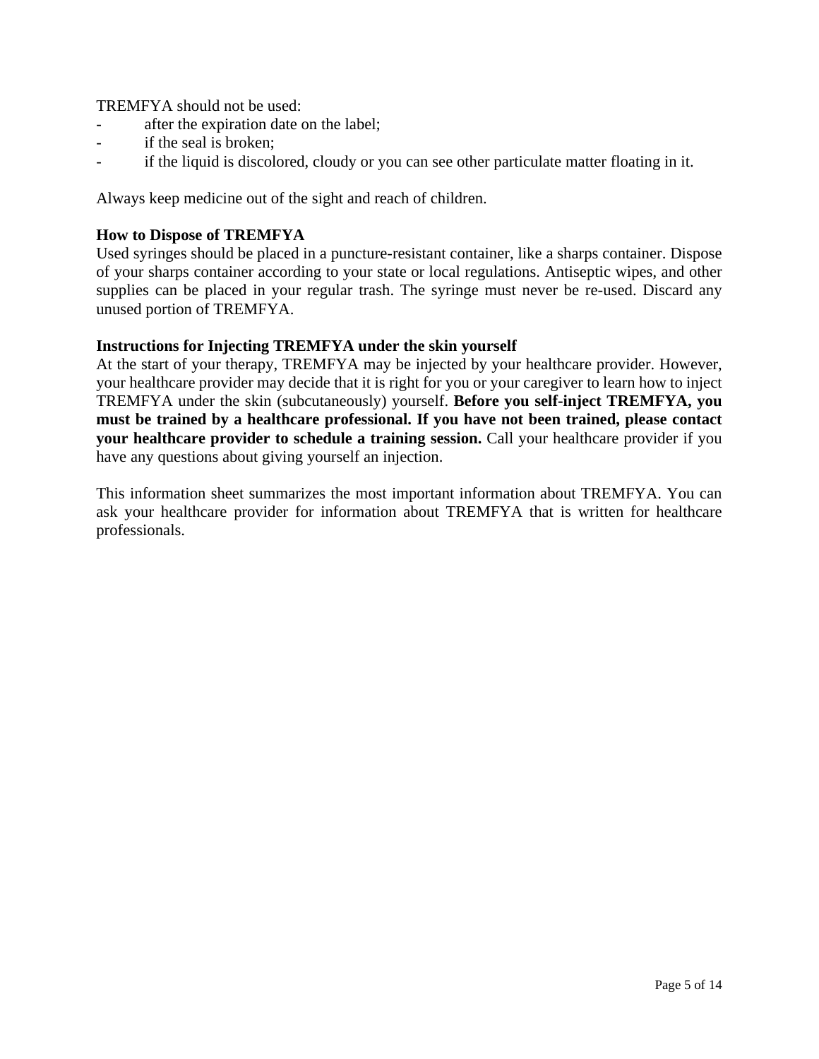TREMFYA should not be used:

- after the expiration date on the label;
- if the seal is broken;
- if the liquid is discolored, cloudy or you can see other particulate matter floating in it.

Always keep medicine out of the sight and reach of children.

**How to Dispose of TREMFYA**

Used syringes should be placed in a puncture-resistant container, like a sharps container. Dispose of your sharps container according to your state or local regulations. Antiseptic wipes, and other supplies can be placed in your regular trash. The syringe must never be re-used. Discard any unused portion of TREMFYA.

**Instructions for Injecting TREMFYA under the skin yourself**

At the start of your therapy, TREMFYA may be injected by your healthcare provider. However, your healthcare provider may decide that it is right for you or your caregiver to learn how to inject TREMFYA under the skin (subcutaneously) yourself. **Before you self-inject TREMFYA, you must be trained by a healthcare professional. If you have not been trained, please contact your healthcare provider to schedule a training session.** Call your healthcare provider if you have any questions about giving yourself an injection.

This information sheet summarizes the most important information about TREMFYA. You can ask your healthcare provider for information about TREMFYA that is written for healthcare professionals.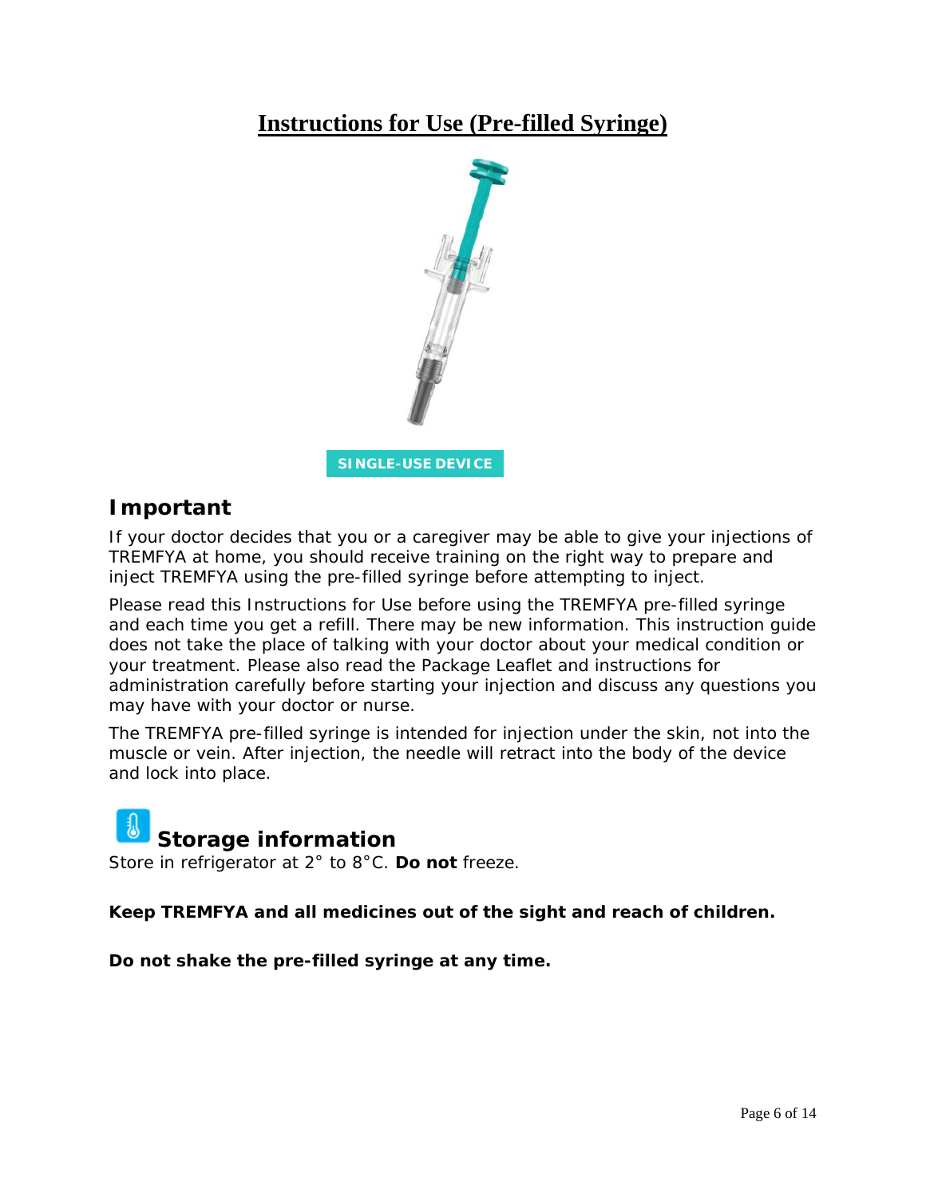# Instructions for Use (Pre-filled Syringe)

**SINGLE-USE DEVICE**

## Important

If your doctor decides that you or a caregiver may be able to give your injections of TREMFYA at home, you should receive training on the right way to prepare and inject TREMFYA using the pre-filled syringe before attempting to inject.

Please read this Instructions for Use before using the TREMFYA pre-filled syringe and each time you get a refill. There may be new information. This instruction guide does not take the place of talking with your doctor about your medical condition or your treatment. Please also read the Package Leaflet and instructions for administration carefully before starting your injection and discuss any questions you may have with your doctor or nurse.

The TREMFYA pre-filled syringe is intended for injection under the skin, not into the muscle or vein. After injection, the needle will retract into the body of the device and lock into place.

## Storage information

Store in refrigerator at 2° to 8°C. **Do not** freeze.

**Keep TREMFYA and all medicines out of the sight and reach of children.**

**Do not shake the pre-filled syringe at any time.**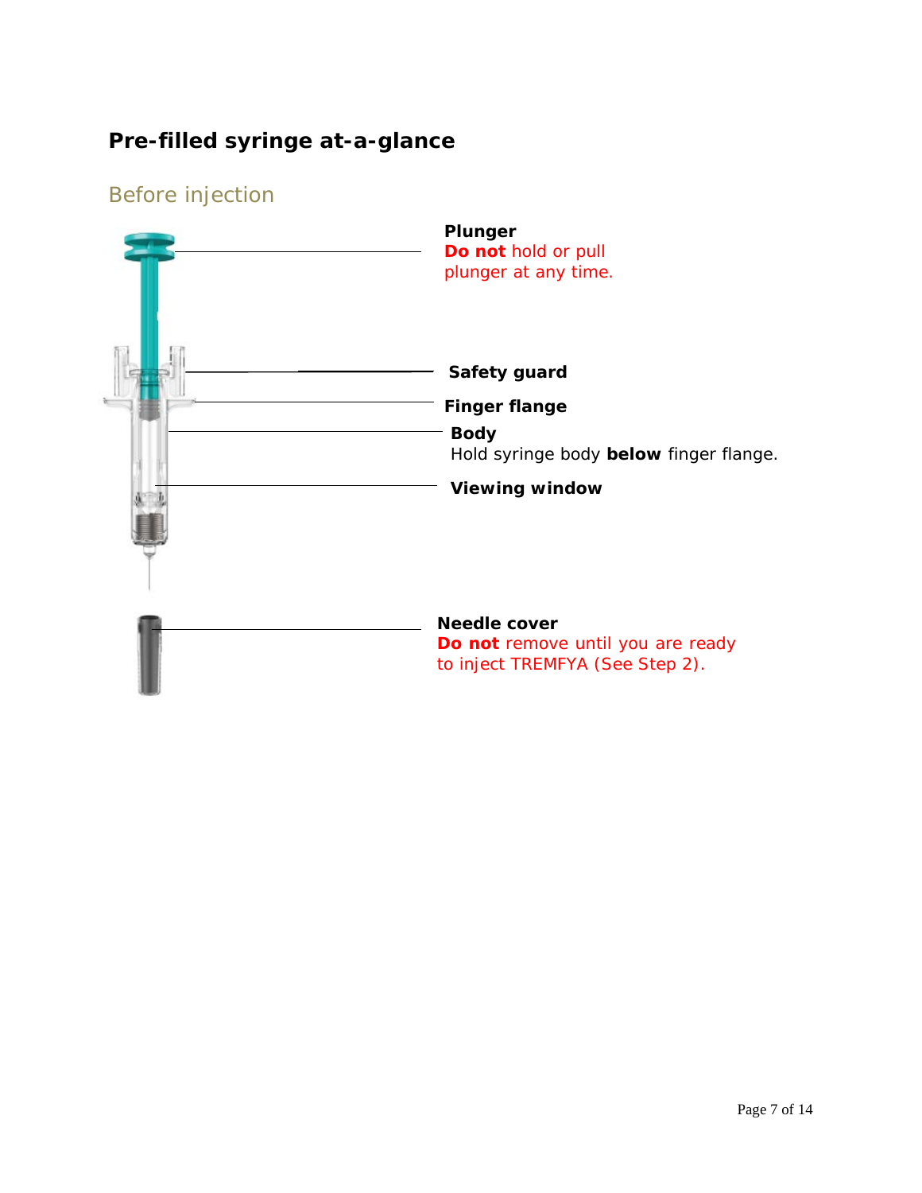## Pre-filled syringe at-a-glance

### Before injection

**Plunger**
**Do not** hold or pull plunger at any time.

**Safety guard**

**Finger flange**

**Body**
Hold syringe body **below** finger flange.

**Viewing window**

**Needle cover**
**Do not** remove until you are ready to inject TREMFYA (See Step 2).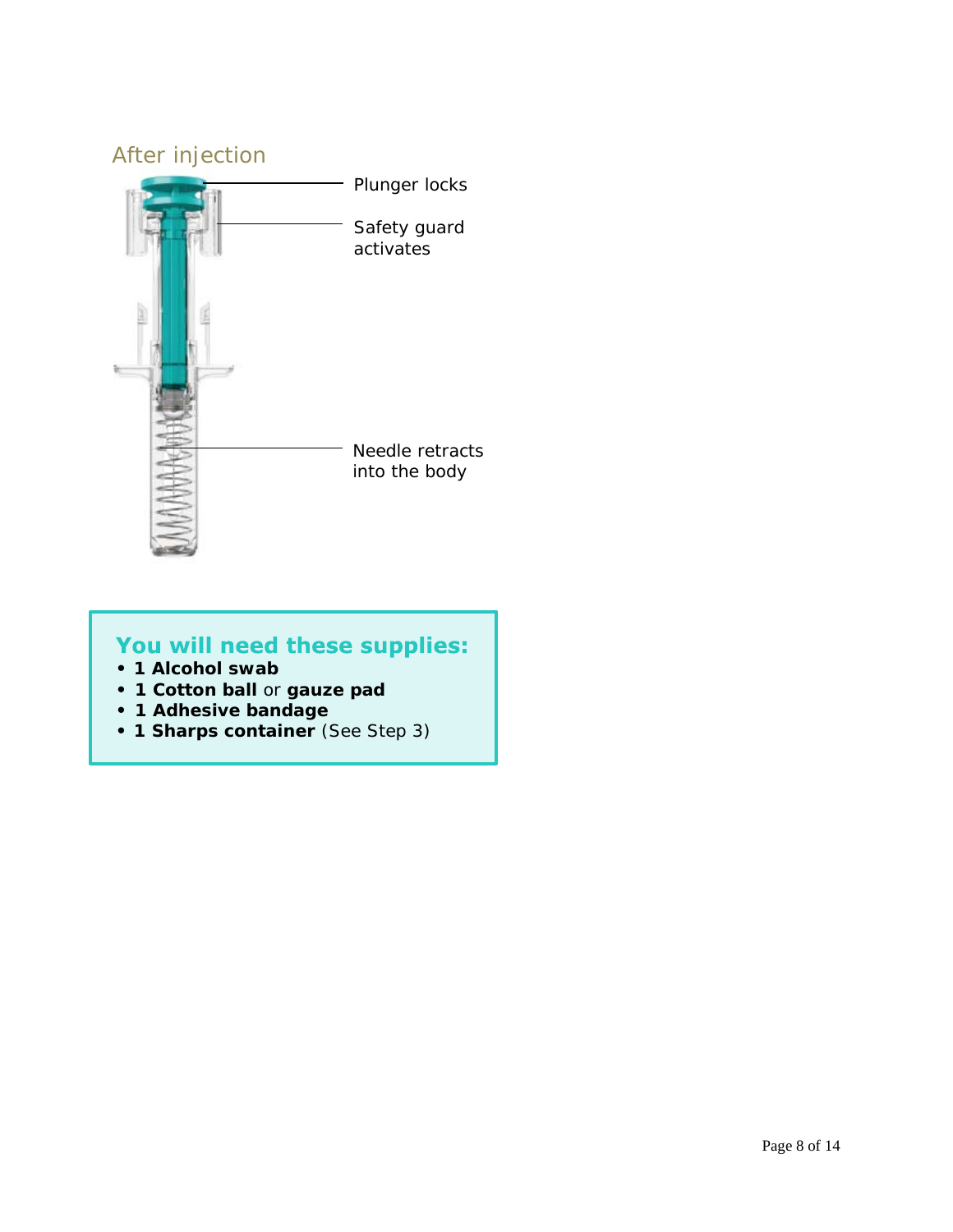## After injection

Plunger locks

Safety guard activates

Needle retracts into the body

**You will need these supplies:**

- **1 Alcohol swab**
- **1 Cotton ball** or **gauze pad**
- **1 Adhesive bandage**
- **1 Sharps container** (See Step 3)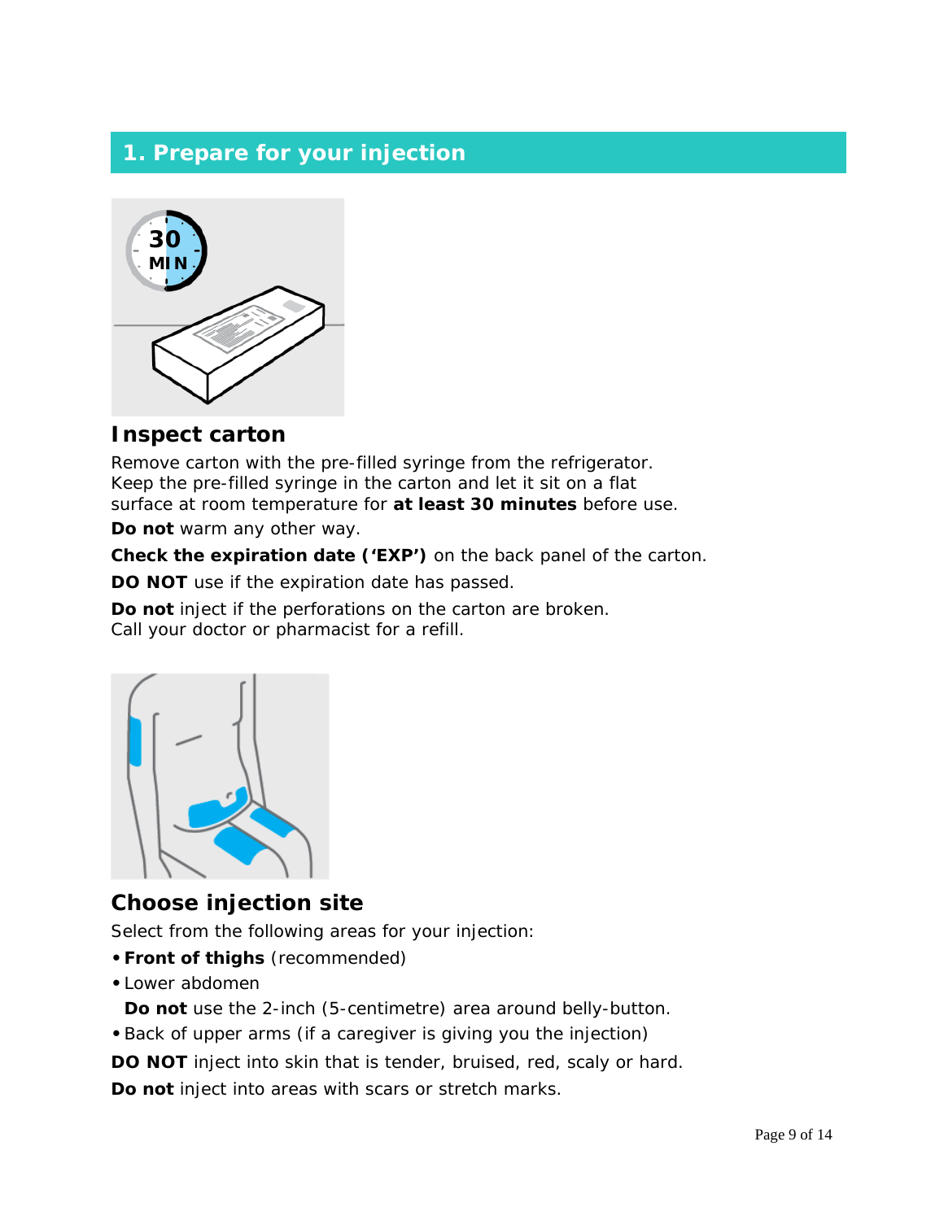## 1. Prepare for your injection

### Inspect carton

Remove carton with the pre-filled syringe from the refrigerator. Keep the pre-filled syringe in the carton and let it sit on a flat surface at room temperature for **at least 30 minutes** before use.

**Do not** warm any other way.

**Check the expiration date ('EXP')** on the back panel of the carton.

**DO NOT** use if the expiration date has passed.

**Do not** inject if the perforations on the carton are broken. Call your doctor or pharmacist for a refill.

### Choose injection site

Select from the following areas for your injection:

- **Front of thighs** (recommended)
- Lower abdomen
  **Do not** use the 2-inch (5-centimetre) area around belly-button.
- Back of upper arms (if a caregiver is giving you the injection)

**DO NOT** inject into skin that is tender, bruised, red, scaly or hard.

**Do not** inject into areas with scars or stretch marks.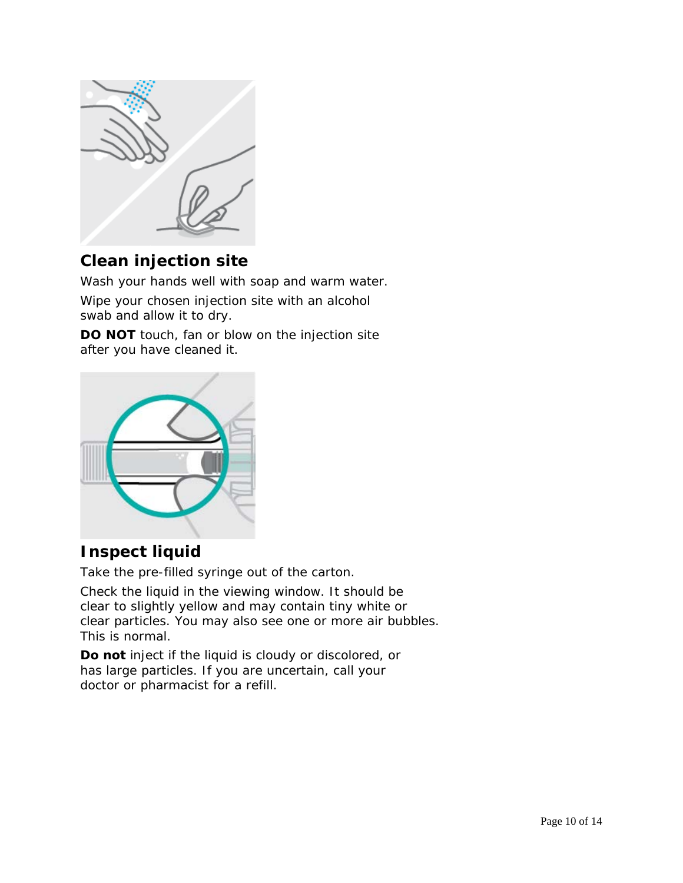## Clean injection site

Wash your hands well with soap and warm water.

Wipe your chosen injection site with an alcohol swab and allow it to dry.

**DO NOT** touch, fan or blow on the injection site after you have cleaned it.

## Inspect liquid

Take the pre-filled syringe out of the carton.

Check the liquid in the viewing window. It should be clear to slightly yellow and may contain tiny white or clear particles. You may also see one or more air bubbles. This is normal.

**Do not** inject if the liquid is cloudy or discolored, or has large particles. If you are uncertain, call your doctor or pharmacist for a refill.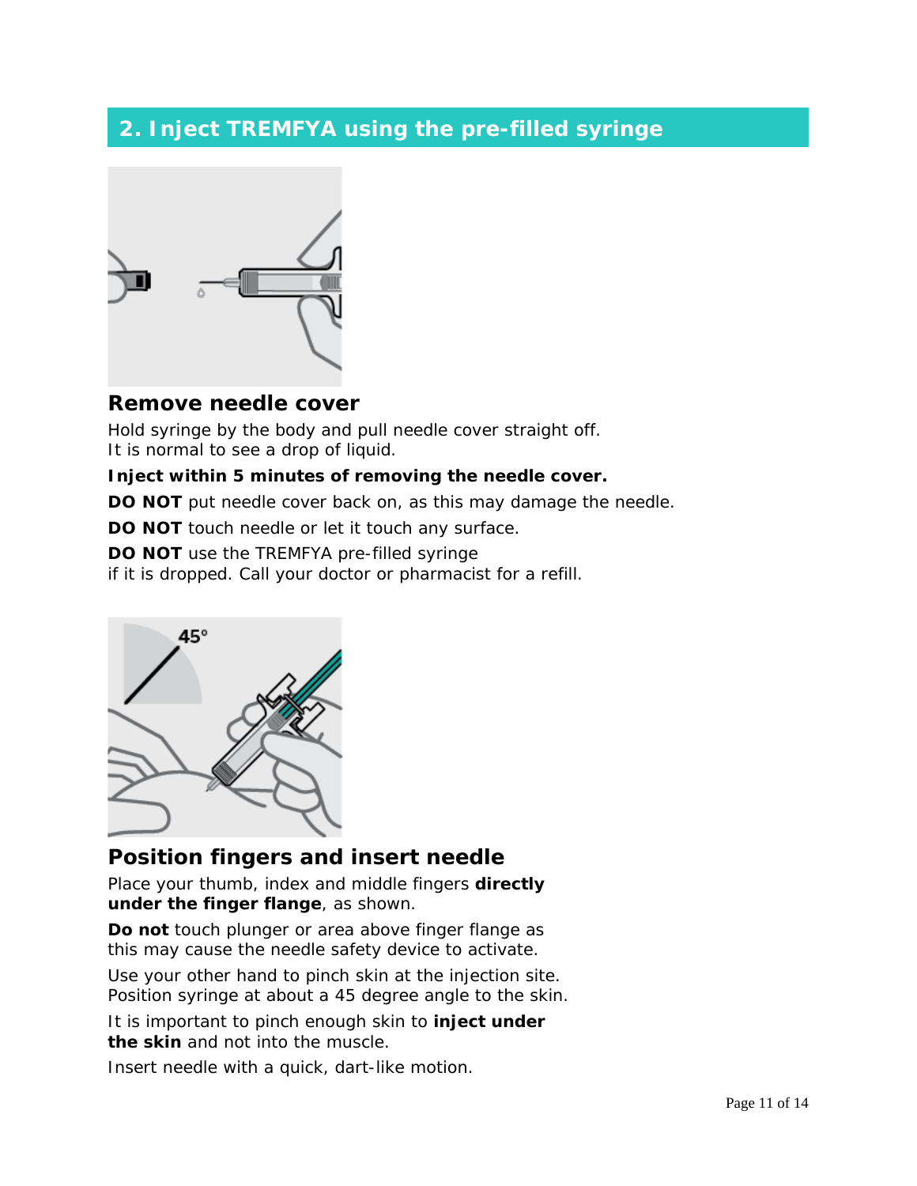## 2. Inject TREMFYA using the pre-filled syringe

### Remove needle cover

Hold syringe by the body and pull needle cover straight off.
It is normal to see a drop of liquid.

**Inject within 5 minutes of removing the needle cover.**

**DO NOT** put needle cover back on, as this may damage the needle.

**DO NOT** touch needle or let it touch any surface.

**DO NOT** use the TREMFYA pre-filled syringe
if it is dropped. Call your doctor or pharmacist for a refill.

### Position fingers and insert needle

Place your thumb, index and middle fingers **directly under the finger flange**, as shown.

**Do not** touch plunger or area above finger flange as this may cause the needle safety device to activate.

Use your other hand to pinch skin at the injection site. Position syringe at about a 45 degree angle to the skin.

It is important to pinch enough skin to **inject under the skin** and not into the muscle.

Insert needle with a quick, dart-like motion.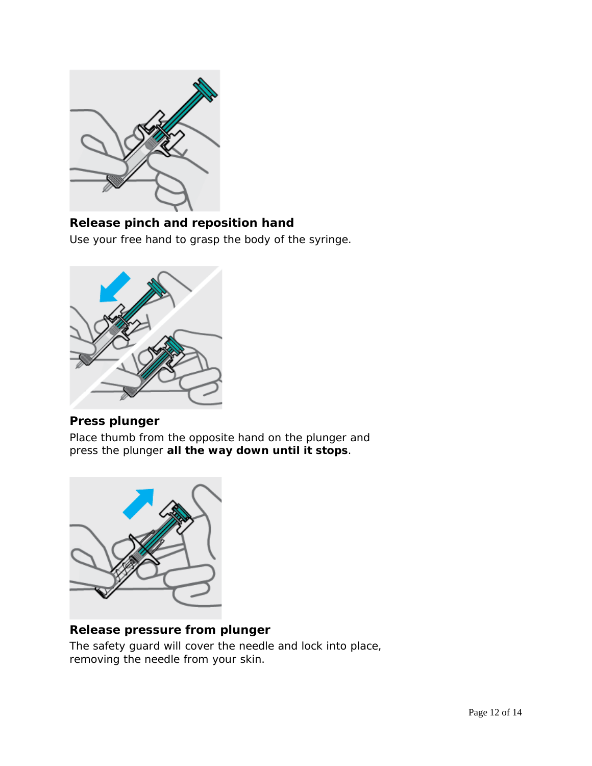**Release pinch and reposition hand**

Use your free hand to grasp the body of the syringe.

**Press plunger**

Place thumb from the opposite hand on the plunger and press the plunger **all the way down until it stops**.

**Release pressure from plunger**

The safety guard will cover the needle and lock into place, removing the needle from your skin.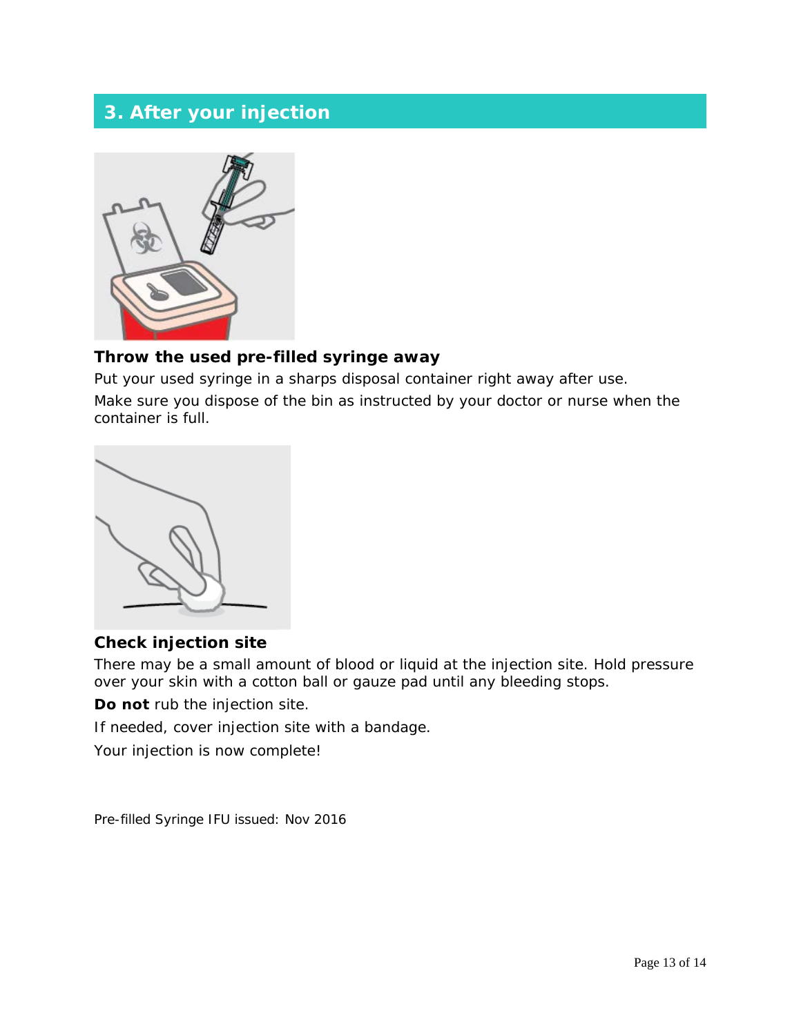## 3. After your injection

**Throw the used pre-filled syringe away**

Put your used syringe in a sharps disposal container right away after use.

Make sure you dispose of the bin as instructed by your doctor or nurse when the container is full.

**Check injection site**

There may be a small amount of blood or liquid at the injection site. Hold pressure over your skin with a cotton ball or gauze pad until any bleeding stops.

**Do not** rub the injection site.

If needed, cover injection site with a bandage.

Your injection is now complete!

Pre-filled Syringe IFU issued: Nov 2016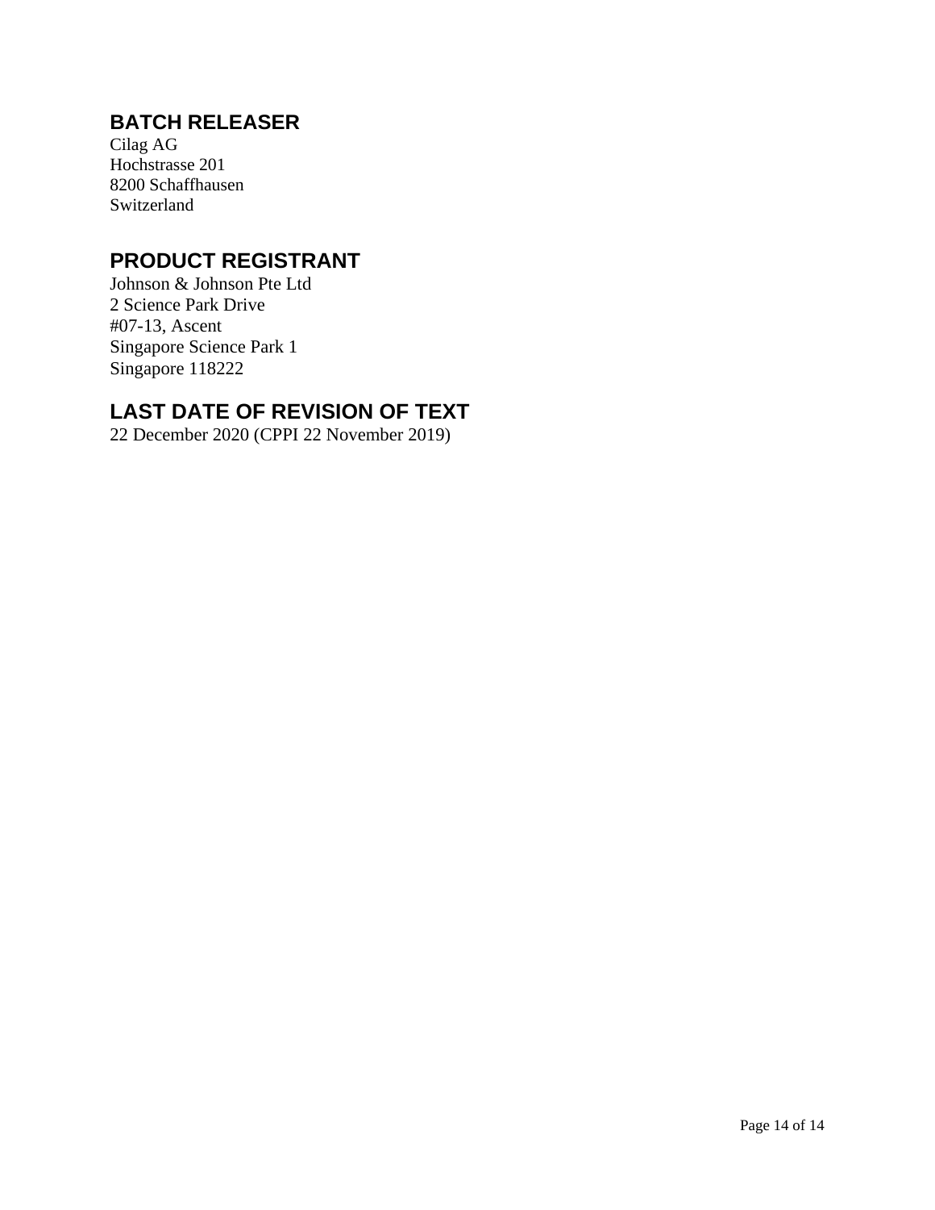## BATCH RELEASER

Cilag AG
Hochstrasse 201
8200 Schaffhausen
Switzerland

## PRODUCT REGISTRANT

Johnson & Johnson Pte Ltd
2 Science Park Drive
#07-13, Ascent
Singapore Science Park 1
Singapore 118222

## LAST DATE OF REVISION OF TEXT

22 December 2020 (CPPI 22 November 2019)